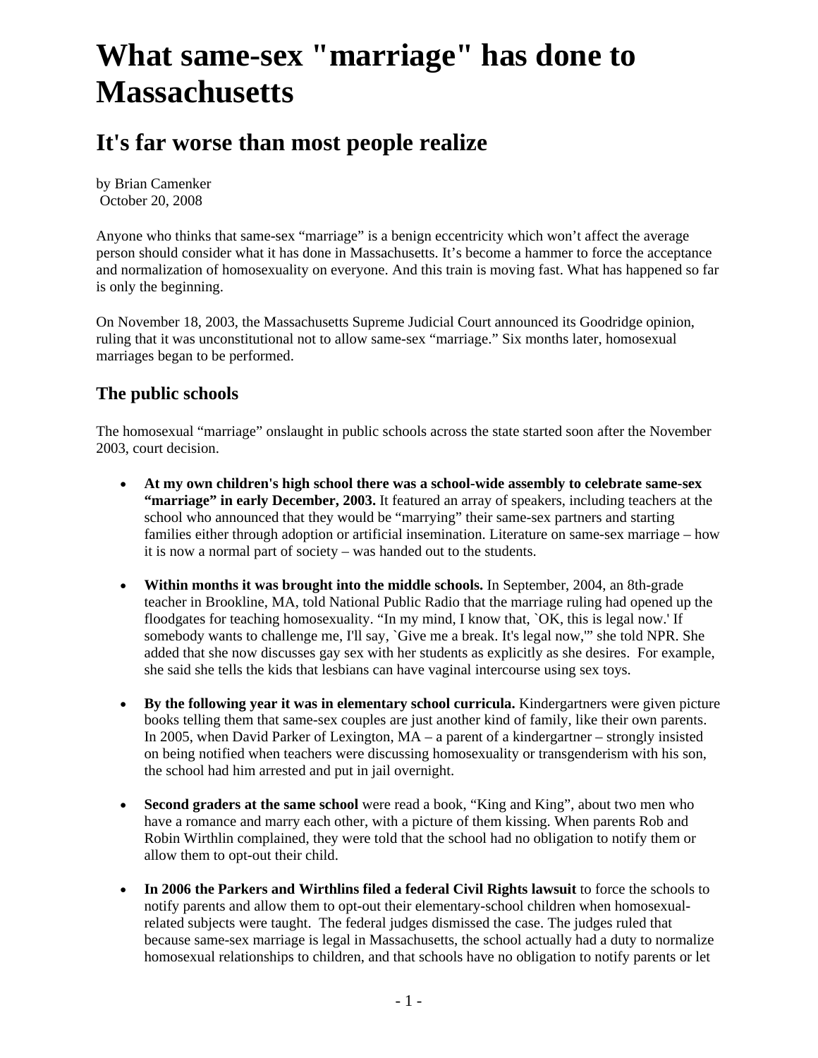# What same-sex "marriage" has done to Massachusetts

## It's far worse than most people realize

by Brian Camenker
October 20, 2008

Anyone who thinks that same-sex "marriage" is a benign eccentricity which won't affect the average person should consider what it has done in Massachusetts. It's become a hammer to force the acceptance and normalization of homosexuality on everyone. And this train is moving fast. What has happened so far is only the beginning.

On November 18, 2003, the Massachusetts Supreme Judicial Court announced its Goodridge opinion, ruling that it was unconstitutional not to allow same-sex "marriage." Six months later, homosexual marriages began to be performed.

### The public schools

The homosexual "marriage" onslaught in public schools across the state started soon after the November 2003, court decision.

- **At my own children's high school there was a school-wide assembly to celebrate same-sex "marriage" in early December, 2003.** It featured an array of speakers, including teachers at the school who announced that they would be "marrying" their same-sex partners and starting families either through adoption or artificial insemination. Literature on same-sex marriage – how it is now a normal part of society – was handed out to the students.

- **Within months it was brought into the middle schools.** In September, 2004, an 8th-grade teacher in Brookline, MA, told National Public Radio that the marriage ruling had opened up the floodgates for teaching homosexuality. "In my mind, I know that, `OK, this is legal now.' If somebody wants to challenge me, I'll say, `Give me a break. It's legal now,'" she told NPR. She added that she now discusses gay sex with her students as explicitly as she desires. For example, she said she tells the kids that lesbians can have vaginal intercourse using sex toys.

- **By the following year it was in elementary school curricula.** Kindergartners were given picture books telling them that same-sex couples are just another kind of family, like their own parents. In 2005, when David Parker of Lexington, MA – a parent of a kindergartner – strongly insisted on being notified when teachers were discussing homosexuality or transgenderism with his son, the school had him arrested and put in jail overnight.

- **Second graders at the same school** were read a book, "King and King", about two men who have a romance and marry each other, with a picture of them kissing. When parents Rob and Robin Wirthlin complained, they were told that the school had no obligation to notify them or allow them to opt-out their child.

- **In 2006 the Parkers and Wirthlins filed a federal Civil Rights lawsuit** to force the schools to notify parents and allow them to opt-out their elementary-school children when homosexual-related subjects were taught. The federal judges dismissed the case. The judges ruled that because same-sex marriage is legal in Massachusetts, the school actually had a duty to normalize homosexual relationships to children, and that schools have no obligation to notify parents or let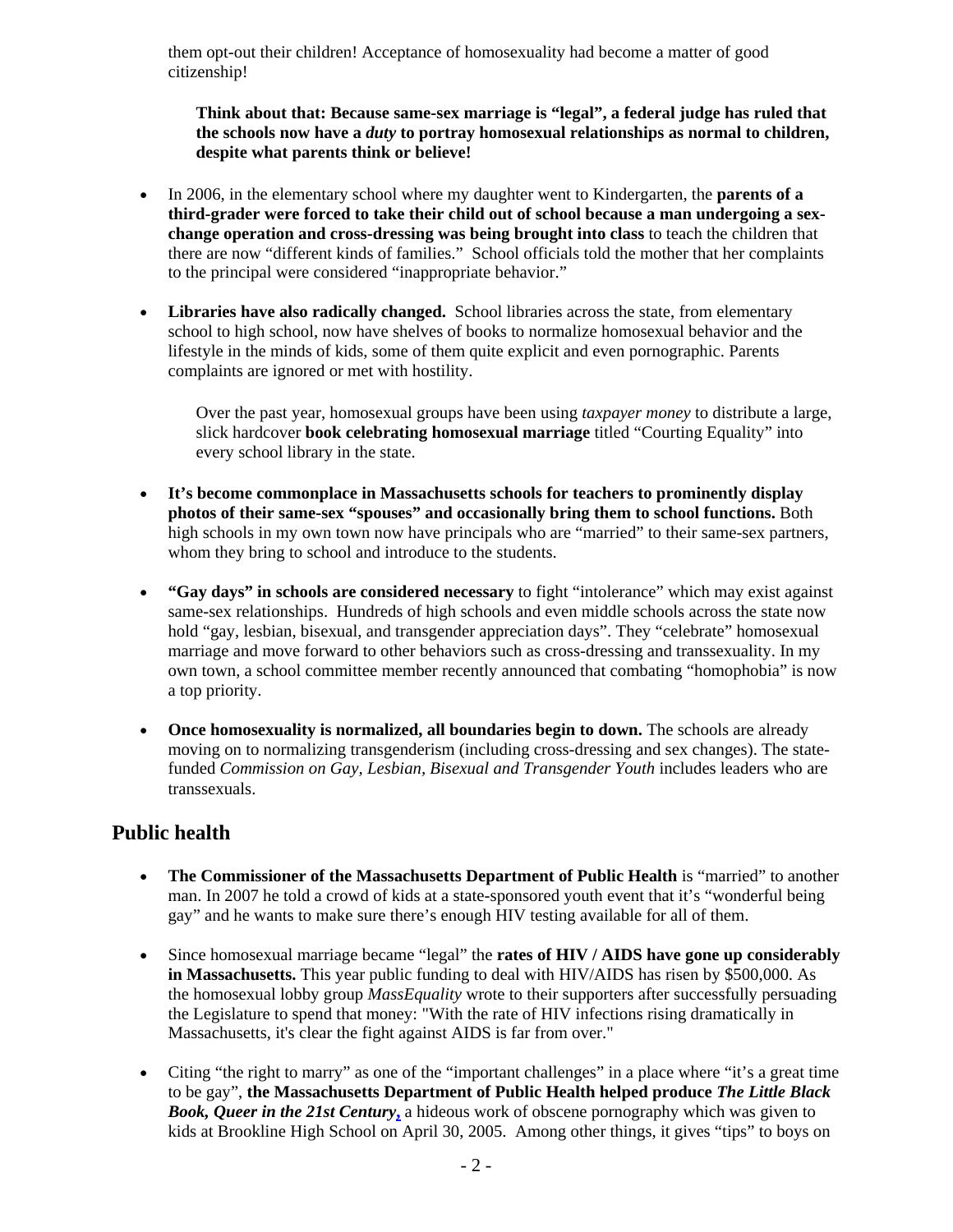them opt-out their children! Acceptance of homosexuality had become a matter of good citizenship!

> **Think about that: Because same-sex marriage is "legal", a federal judge has ruled that the schools now have a *duty* to portray homosexual relationships as normal to children, despite what parents think or believe!**

- In 2006, in the elementary school where my daughter went to Kindergarten, the **parents of a third-grader were forced to take their child out of school because a man undergoing a sex-change operation and cross-dressing was being brought into class** to teach the children that there are now "different kinds of families." School officials told the mother that her complaints to the principal were considered "inappropriate behavior."

- **Libraries have also radically changed.** School libraries across the state, from elementary school to high school, now have shelves of books to normalize homosexual behavior and the lifestyle in the minds of kids, some of them quite explicit and even pornographic. Parents complaints are ignored or met with hostility.

  Over the past year, homosexual groups have been using *taxpayer money* to distribute a large, slick hardcover **book celebrating homosexual marriage** titled "Courting Equality" into every school library in the state.

- **It's become commonplace in Massachusetts schools for teachers to prominently display photos of their same-sex "spouses" and occasionally bring them to school functions.** Both high schools in my own town now have principals who are "married" to their same-sex partners, whom they bring to school and introduce to the students.

- **"Gay days" in schools are considered necessary** to fight "intolerance" which may exist against same-sex relationships. Hundreds of high schools and even middle schools across the state now hold "gay, lesbian, bisexual, and transgender appreciation days". They "celebrate" homosexual marriage and move forward to other behaviors such as cross-dressing and transsexuality. In my own town, a school committee member recently announced that combating "homophobia" is now a top priority.

- **Once homosexuality is normalized, all boundaries begin to down.** The schools are already moving on to normalizing transgenderism (including cross-dressing and sex changes). The state-funded *Commission on Gay, Lesbian, Bisexual and Transgender Youth* includes leaders who are transsexuals.

## Public health

- **The Commissioner of the Massachusetts Department of Public Health** is "married" to another man. In 2007 he told a crowd of kids at a state-sponsored youth event that it's "wonderful being gay" and he wants to make sure there's enough HIV testing available for all of them.

- Since homosexual marriage became "legal" the **rates of HIV / AIDS have gone up considerably in Massachusetts.** This year public funding to deal with HIV/AIDS has risen by $500,000. As the homosexual lobby group *MassEquality* wrote to their supporters after successfully persuading the Legislature to spend that money: "With the rate of HIV infections rising dramatically in Massachusetts, it's clear the fight against AIDS is far from over."

- Citing "the right to marry" as one of the "important challenges" in a place where "it's a great time to be gay", **the Massachusetts Department of Public Health helped produce *The Little Black Book, Queer in the 21st Century*,** a hideous work of obscene pornography which was given to kids at Brookline High School on April 30, 2005. Among other things, it gives "tips" to boys on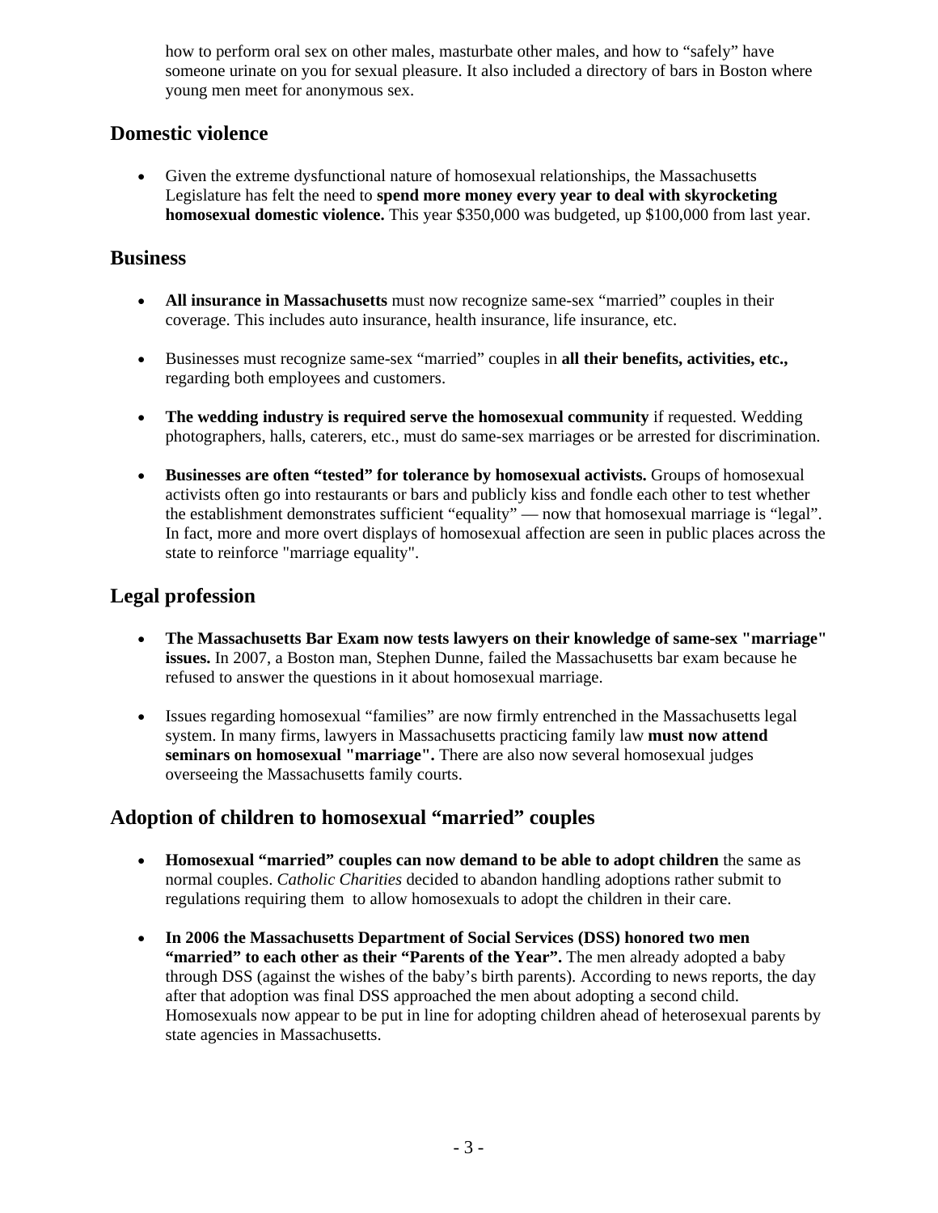how to perform oral sex on other males, masturbate other males, and how to "safely" have someone urinate on you for sexual pleasure. It also included a directory of bars in Boston where young men meet for anonymous sex.

## Domestic violence

- Given the extreme dysfunctional nature of homosexual relationships, the Massachusetts Legislature has felt the need to **spend more money every year to deal with skyrocketing homosexual domestic violence.** This year $350,000 was budgeted, up $100,000 from last year.

## Business

- **All insurance in Massachusetts** must now recognize same-sex "married" couples in their coverage. This includes auto insurance, health insurance, life insurance, etc.

- Businesses must recognize same-sex "married" couples in **all their benefits, activities, etc.,** regarding both employees and customers.

- **The wedding industry is required serve the homosexual community** if requested. Wedding photographers, halls, caterers, etc., must do same-sex marriages or be arrested for discrimination.

- **Businesses are often "tested" for tolerance by homosexual activists.** Groups of homosexual activists often go into restaurants or bars and publicly kiss and fondle each other to test whether the establishment demonstrates sufficient "equality" — now that homosexual marriage is "legal". In fact, more and more overt displays of homosexual affection are seen in public places across the state to reinforce "marriage equality".

## Legal profession

- **The Massachusetts Bar Exam now tests lawyers on their knowledge of same-sex "marriage" issues.** In 2007, a Boston man, Stephen Dunne, failed the Massachusetts bar exam because he refused to answer the questions in it about homosexual marriage.

- Issues regarding homosexual "families" are now firmly entrenched in the Massachusetts legal system. In many firms, lawyers in Massachusetts practicing family law **must now attend seminars on homosexual "marriage".** There are also now several homosexual judges overseeing the Massachusetts family courts.

## Adoption of children to homosexual "married" couples

- **Homosexual "married" couples can now demand to be able to adopt children** the same as normal couples. *Catholic Charities* decided to abandon handling adoptions rather submit to regulations requiring them to allow homosexuals to adopt the children in their care.

- **In 2006 the Massachusetts Department of Social Services (DSS) honored two men "married" to each other as their "Parents of the Year".** The men already adopted a baby through DSS (against the wishes of the baby's birth parents). According to news reports, the day after that adoption was final DSS approached the men about adopting a second child. Homosexuals now appear to be put in line for adopting children ahead of heterosexual parents by state agencies in Massachusetts.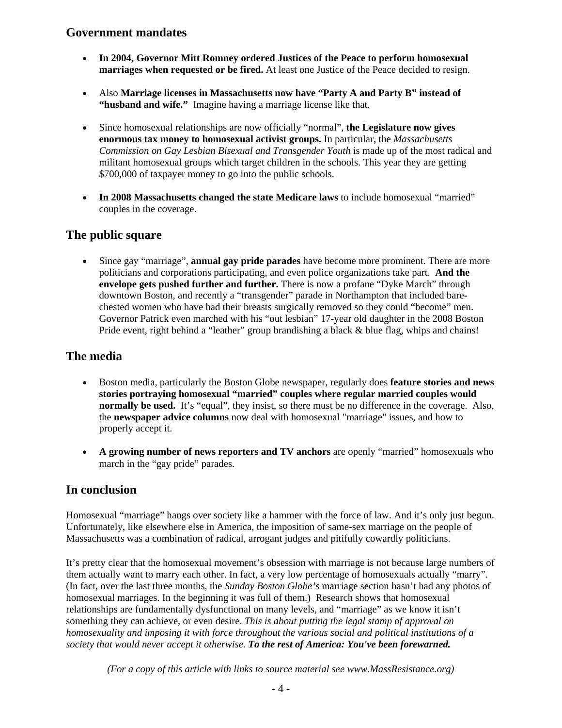## Government mandates

- **In 2004, Governor Mitt Romney ordered Justices of the Peace to perform homosexual marriages when requested or be fired.** At least one Justice of the Peace decided to resign.

- Also **Marriage licenses in Massachusetts now have "Party A and Party B" instead of "husband and wife."** Imagine having a marriage license like that.

- Since homosexual relationships are now officially "normal", **the Legislature now gives enormous tax money to homosexual activist groups.** In particular, the *Massachusetts Commission on Gay Lesbian Bisexual and Transgender Youth* is made up of the most radical and militant homosexual groups which target children in the schools. This year they are getting $700,000 of taxpayer money to go into the public schools.

- **In 2008 Massachusetts changed the state Medicare laws** to include homosexual "married" couples in the coverage.

## The public square

- Since gay "marriage", **annual gay pride parades** have become more prominent. There are more politicians and corporations participating, and even police organizations take part. **And the envelope gets pushed further and further.** There is now a profane "Dyke March" through downtown Boston, and recently a "transgender" parade in Northampton that included bare-chested women who have had their breasts surgically removed so they could "become" men. Governor Patrick even marched with his "out lesbian" 17-year old daughter in the 2008 Boston Pride event, right behind a "leather" group brandishing a black & blue flag, whips and chains!

## The media

- Boston media, particularly the Boston Globe newspaper, regularly does **feature stories and news stories portraying homosexual "married" couples where regular married couples would normally be used.** It's "equal", they insist, so there must be no difference in the coverage. Also, the **newspaper advice columns** now deal with homosexual "marriage" issues, and how to properly accept it.

- **A growing number of news reporters and TV anchors** are openly "married" homosexuals who march in the "gay pride" parades.

## In conclusion

Homosexual "marriage" hangs over society like a hammer with the force of law. And it's only just begun. Unfortunately, like elsewhere else in America, the imposition of same-sex marriage on the people of Massachusetts was a combination of radical, arrogant judges and pitifully cowardly politicians.

It's pretty clear that the homosexual movement's obsession with marriage is not because large numbers of them actually want to marry each other. In fact, a very low percentage of homosexuals actually "marry". (In fact, over the last three months, the *Sunday Boston Globe's* marriage section hasn't had any photos of homosexual marriages. In the beginning it was full of them.) Research shows that homosexual relationships are fundamentally dysfunctional on many levels, and "marriage" as we know it isn't something they can achieve, or even desire. *This is about putting the legal stamp of approval on homosexuality and imposing it with force throughout the various social and political institutions of a society that would never accept it otherwise.* ***To the rest of America: You've been forewarned.***

*(For a copy of this article with links to source material see www.MassResistance.org)*